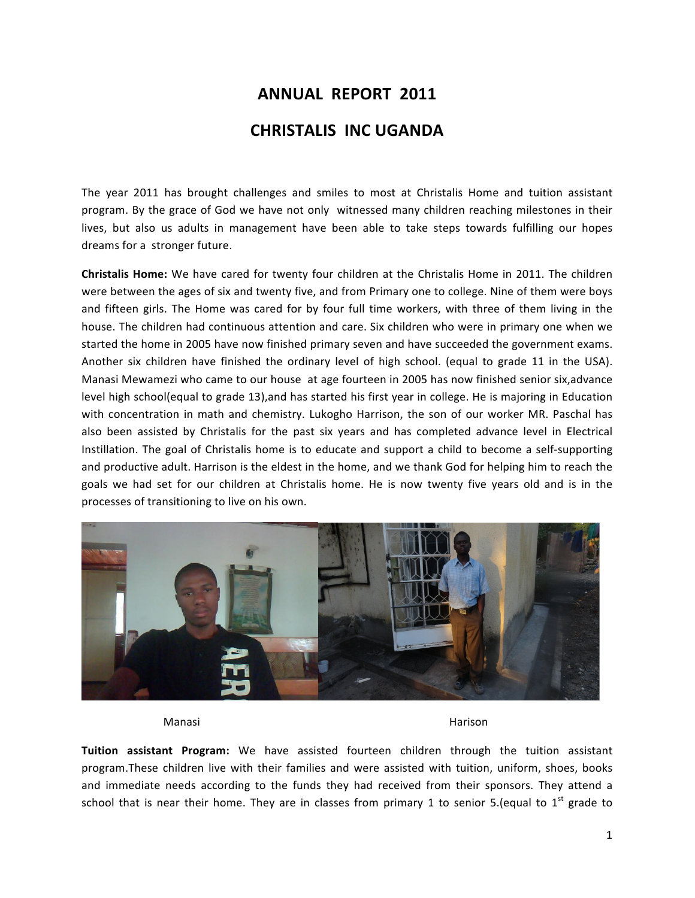# ANNUAL REPORT 2011

# CHRISTALIS INC UGANDA

The year 2011 has brought challenges and smiles to most at Christalis Home and tuition assistant program. By the grace of God we have not only witnessed many children reaching milestones in their lives, but also us adults in management have been able to take steps towards fulfilling our hopes dreams for a stronger future.

**Christalis Home:** We have cared for twenty four children at the Christalis Home in 2011. The children were between the ages of six and twenty five, and from Primary one to college. Nine of them were boys and fifteen girls. The Home was cared for by four full time workers, with three of them living in the house. The children had continuous attention and care. Six children who were in primary one when we started the home in 2005 have now finished primary seven and have succeeded the government exams. Another six children have finished the ordinary level of high school. (equal to grade 11 in the USA). Manasi Mewamezi who came to our house at age fourteen in 2005 has now finished senior six,advance level high school(equal to grade 13),and has started his first year in college. He is majoring in Education with concentration in math and chemistry. Lukogho Harrison, the son of our worker MR. Paschal has also been assisted by Christalis for the past six years and has completed advance level in Electrical Instillation. The goal of Christalis home is to educate and support a child to become a self-supporting and productive adult. Harrison is the eldest in the home, and we thank God for helping him to reach the goals we had set for our children at Christalis home. He is now twenty five years old and is in the processes of transitioning to live on his own.

Manasi Harison

**Tuition assistant Program:** We have assisted fourteen children through the tuition assistant program.These children live with their families and were assisted with tuition, uniform, shoes, books and immediate needs according to the funds they had received from their sponsors. They attend a school that is near their home. They are in classes from primary 1 to senior 5.(equal to 1st grade to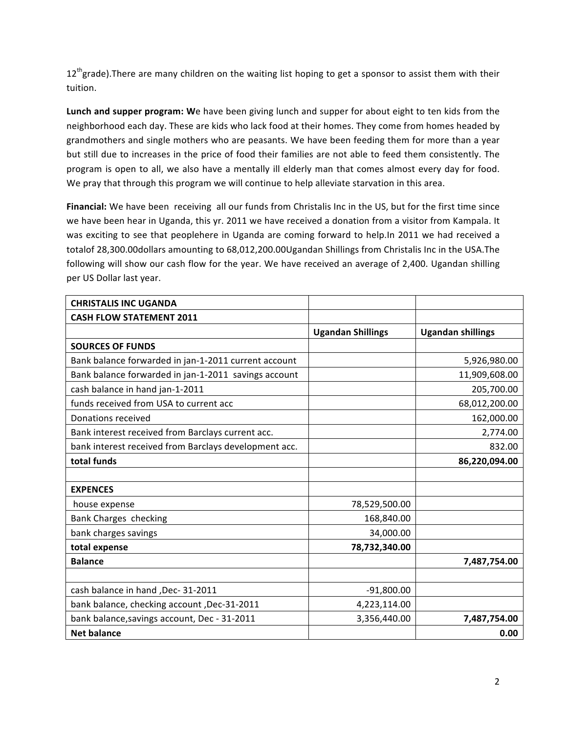12th grade).There are many children on the waiting list hoping to get a sponsor to assist them with their tuition.

**Lunch and supper program: W**e have been giving lunch and supper for about eight to ten kids from the neighborhood each day. These are kids who lack food at their homes. They come from homes headed by grandmothers and single mothers who are peasants. We have been feeding them for more than a year but still due to increases in the price of food their families are not able to feed them consistently. The program is open to all, we also have a mentally ill elderly man that comes almost every day for food. We pray that through this program we will continue to help alleviate starvation in this area.

**Financial:** We have been receiving all our funds from Christalis Inc in the US, but for the first time since we have been hear in Uganda, this yr. 2011 we have received a donation from a visitor from Kampala. It was exciting to see that peoplehere in Uganda are coming forward to help.In 2011 we had received a totalof 28,300.00dollars amounting to 68,012,200.00Ugandan Shillings from Christalis Inc in the USA.The following will show our cash flow for the year. We have received an average of 2,400. Ugandan shilling per US Dollar last year.

| **CHRISTALIS INC UGANDA** | | |
|---|---|---|
| **CASH FLOW STATEMENT 2011** | | |
| | **Ugandan Shillings** | **Ugandan shillings** |
| **SOURCES OF FUNDS** | | |
| Bank balance forwarded in jan-1-2011 current account | | 5,926,980.00 |
| Bank balance forwarded in jan-1-2011 savings account | | 11,909,608.00 |
| cash balance in hand jan-1-2011 | | 205,700.00 |
| funds received from USA to current acc | | 68,012,200.00 |
| Donations received | | 162,000.00 |
| Bank interest received from Barclays current acc. | | 2,774.00 |
| bank interest received from Barclays development acc. | | 832.00 |
| **total funds** | | **86,220,094.00** |
| | | |
| **EXPENCES** | | |
| house expense | 78,529,500.00 | |
| Bank Charges checking | 168,840.00 | |
| bank charges savings | 34,000.00 | |
| **total expense** | **78,732,340.00** | |
| **Balance** | | **7,487,754.00** |
| | | |
| cash balance in hand ,Dec- 31-2011 | -91,800.00 | |
| bank balance, checking account ,Dec-31-2011 | 4,223,114.00 | |
| bank balance,savings account, Dec - 31-2011 | 3,356,440.00 | **7,487,754.00** |
| **Net balance** | | **0.00** |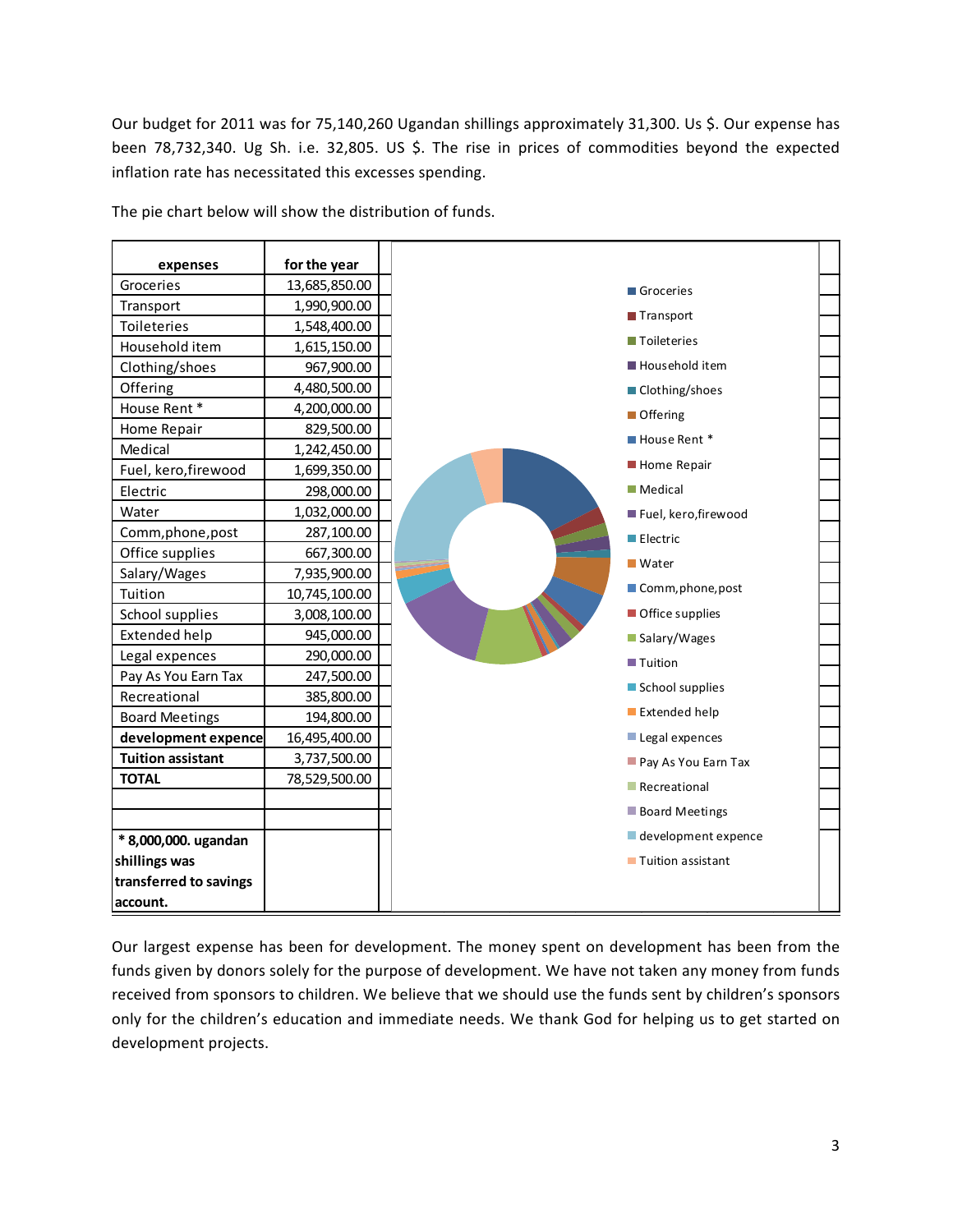Our budget for 2011 was for 75,140,260 Ugandan shillings approximately 31,300. Us $. Our expense has been 78,732,340. Ug Sh. i.e. 32,805. US $. The rise in prices of commodities beyond the expected inflation rate has necessitated this excesses spending.

The pie chart below will show the distribution of funds.

| expenses | for the year |
|---|---|
| Groceries | 13,685,850.00 |
| Transport | 1,990,900.00 |
| Toileteries | 1,548,400.00 |
| Household item | 1,615,150.00 |
| Clothing/shoes | 967,900.00 |
| Offering | 4,480,500.00 |
| House Rent * | 4,200,000.00 |
| Home Repair | 829,500.00 |
| Medical | 1,242,450.00 |
| Fuel, kero,firewood | 1,699,350.00 |
| Electric | 298,000.00 |
| Water | 1,032,000.00 |
| Comm,phone,post | 287,100.00 |
| Office supplies | 667,300.00 |
| Salary/Wages | 7,935,900.00 |
| Tuition | 10,745,100.00 |
| School supplies | 3,008,100.00 |
| Extended help | 945,000.00 |
| Legal expences | 290,000.00 |
| Pay As You Earn Tax | 247,500.00 |
| Recreational | 385,800.00 |
| Board Meetings | 194,800.00 |
| **development expence** | 16,495,400.00 |
| **Tuition assistant** | 3,737,500.00 |
| **TOTAL** | 78,529,500.00 |

**\* 8,000,000. ugandan shillings was transferred to savings account.**

Groceries, Transport, Toileteries, Household item, Clothing/shoes, Offering, House Rent *, Home Repair, Medical, Fuel, kero,firewood, Electric, Water, Comm,phone,post, Office supplies, Salary/Wages, Tuition, School supplies, Extended help, Legal expences, Pay As You Earn Tax, Recreational, Board Meetings, development expence, Tuition assistant

Our largest expense has been for development. The money spent on development has been from the funds given by donors solely for the purpose of development. We have not taken any money from funds received from sponsors to children. We believe that we should use the funds sent by children's sponsors only for the children's education and immediate needs. We thank God for helping us to get started on development projects.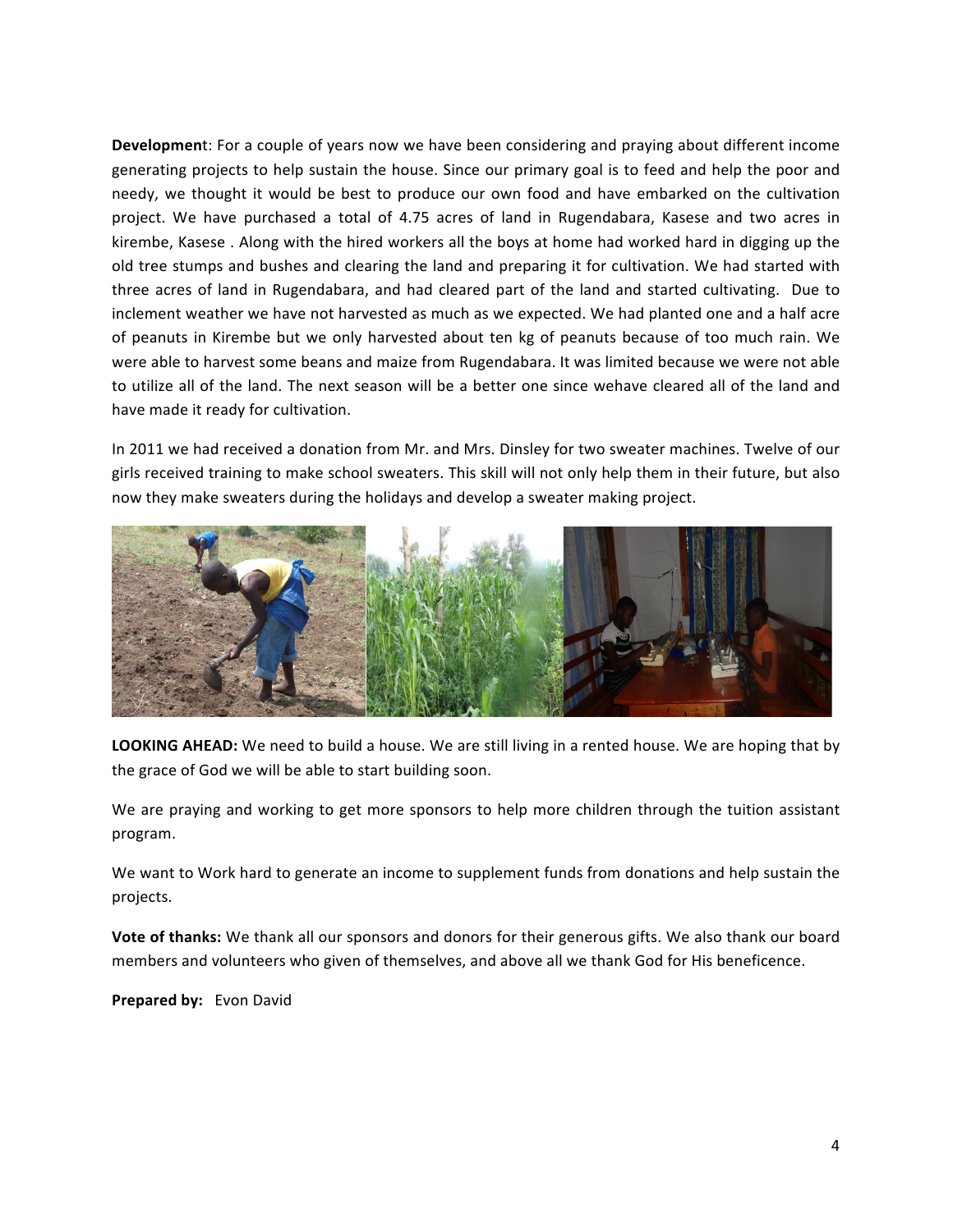**Developmen**t: For a couple of years now we have been considering and praying about different income generating projects to help sustain the house. Since our primary goal is to feed and help the poor and needy, we thought it would be best to produce our own food and have embarked on the cultivation project. We have purchased a total of 4.75 acres of land in Rugendabara, Kasese and two acres in kirembe, Kasese . Along with the hired workers all the boys at home had worked hard in digging up the old tree stumps and bushes and clearing the land and preparing it for cultivation. We had started with three acres of land in Rugendabara, and had cleared part of the land and started cultivating. Due to inclement weather we have not harvested as much as we expected. We had planted one and a half acre of peanuts in Kirembe but we only harvested about ten kg of peanuts because of too much rain. We were able to harvest some beans and maize from Rugendabara. It was limited because we were not able to utilize all of the land. The next season will be a better one since wehave cleared all of the land and have made it ready for cultivation.

In 2011 we had received a donation from Mr. and Mrs. Dinsley for two sweater machines. Twelve of our girls received training to make school sweaters. This skill will not only help them in their future, but also now they make sweaters during the holidays and develop a sweater making project.

**LOOKING AHEAD:** We need to build a house. We are still living in a rented house. We are hoping that by the grace of God we will be able to start building soon.

We are praying and working to get more sponsors to help more children through the tuition assistant program.

We want to Work hard to generate an income to supplement funds from donations and help sustain the projects.

**Vote of thanks:** We thank all our sponsors and donors for their generous gifts. We also thank our board members and volunteers who given of themselves, and above all we thank God for His beneficence.

**Prepared by:** Evon David